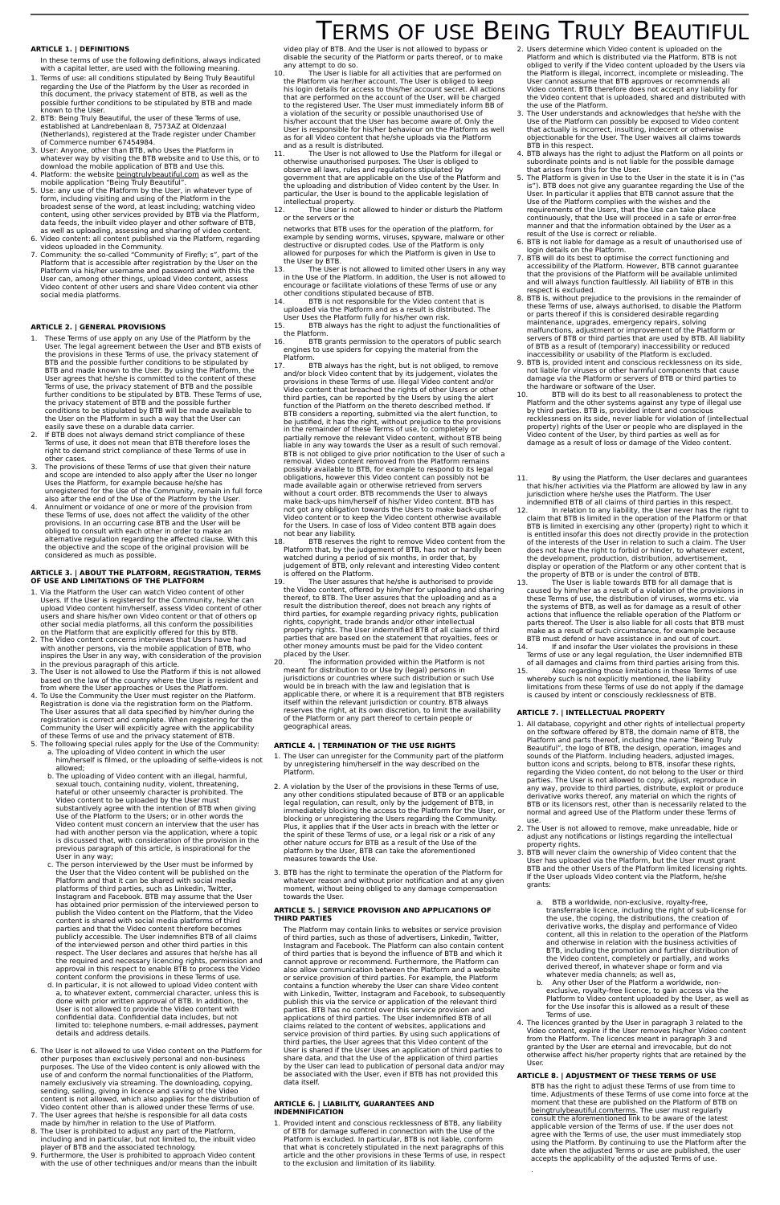# Terms of use Being Truly Beautiful

## ARTICLE 1. | DEFINITIONS

In these terms of use the following definitions, always indicated with a capital letter, are used with the following meaning.

1. Terms of use: all conditions stipulated by Being Truly Beautiful regarding the Use of the Platform by the User as recorded in this document, the privacy statement of BTB, as well as the possible further conditions to be stipulated by BTB and made known to the User.
2. BTB: Being Truly Beautiful, the user of these Terms of use, established at Landrebenlaan 8, 7573AZ at Oldenzaal (Netherlands), registered at the Trade register under Chamber of Commerce number 67454984.
3. User: Anyone, other than BTB, who Uses the Platform in whatever way by visiting the BTB website and to Use this, or to download the mobile application of BTB and Use this.
4. Platform: the website beingtrulybeautiful.com as well as the mobile application "Being Truly Beautiful".
5. Use: any use of the Platform by the User, in whatever type of form, including visiting and using of the Platform in the broadest sense of the word, at least including; watching video content, using other services provided by BTB via the Platform, data feeds, the inbuilt video player and other software of BTB, as well as uploading, assessing and sharing of video content.
6. Video content: all content published via the Platform, regarding videos uploaded in the Community.
7. Community: the so-called "Community of Firefly; s", part of the Platform that is accessible after registration by the User on the Platform via his/her username and password and with this the User can, among other things, upload Video content, assess Video content of other users and share Video content via other social media platforms.

## ARTICLE 2. | GENERAL PROVISIONS

1. These Terms of use apply on any Use of the Platform by the User. The legal agreement between the User and BTB exists of the provisions in these Terms of use, the privacy statement of BTB and the possible further conditions to be stipulated by BTB and made known to the User. By using the Platform, the User agrees that he/she is committed to the content of these Terms of use, the privacy statement of BTB and the possible further conditions to be stipulated by BTB. These Terms of use, the privacy statement of BTB and the possible further conditions to be stipulated by BTB will be made available to the User on the Platform in such a way that the User can easily save these on a durable data carrier.
2. If BTB does not always demand strict compliance of these Terms of use, it does not mean that BTB therefore loses the right to demand strict compliance of these Terms of use in other cases.
3. The provisions of these Terms of use that given their nature and scope are intended to also apply after the User no longer Uses the Platform, for example because he/she has unregistered for the Use of the Community, remain in full force also after the end of the Use of the Platform by the User.
4. Annulment or voidance of one or more of the provision from these Terms of use, does not affect the validity of the other provisions. In an occurring case BTB and the User will be obliged to consult with each other in order to make an alternative regulation regarding the affected clause. With this the objective and the scope of the original provision will be considered as much as possible.

## ARTICLE 3. | ABOUT THE PLATFORM, REGISTRATION, TERMS OF USE AND LIMITATIONS OF THE PLATFORM

1. Via the Platform the User can watch Video content of other Users. If the User is registered for the Community, he/she can upload Video content him/herself, assess Video content of other users and share his/her own Video content or that of others op other social media platforms, all this conform the possibilities on the Platform that are explicitly offered for this by BTB.
2. The Video content concerns interviews that Users have had with another persons, via the mobile application of BTB, who inspires the User in any way, with consideration of the provision in the previous paragraph of this article.
3. The User is not allowed to Use the Platform if this is not allowed based on the law of the country where the User is resident and from where the User approaches or Uses the Platform.
4. To Use the Community the User must register on the Platform. Registration is done via the registration form on the Platform. The User assures that all data specified by him/her during the registration is correct and complete. When registering for the Community the User will explicitly agree with the applicability of these Terms of use and the privacy statement of BTB.
5. The following special rules apply for the Use of the Community:
   a. The uploading of Video content in which the user him/herself is filmed, or the uploading of selfie-videos is not allowed;
   b. The uploading of Video content with an illegal, harmful, sexual touch, containing nudity, violent, threatening, hateful or other unseemly character is prohibited. The Video content to be uploaded by the User must substantively agree with the intention of BTB when giving Use of the Platform to the Users; or in other words the Video content must concern an interview that the user has had with another person via the application, where a topic is discussed that, with consideration of the provision in the previous paragraph of this article, is inspirational for the User in any way;
   c. The person interviewed by the User must be informed by the User that the Video content will be published on the Platform and that it can be shared with social media platforms of third parties, such as Linkedin, Twitter, Instagram and Facebook. BTB may assume that the User has obtained prior permission of the interviewed person to publish the Video content on the Platform, that the Video content is shared with social media platforms of third parties and that the Video content therefore becomes publicly accessible. The User indemnifies BTB of all claims of the interviewed person and other third parties in this respect. The User declares and assures that he/she has all the required and necessary licencing rights, permission and approval in this respect to enable BTB to process the Video content conform the provisions in these Terms of use.
   d. In particular, it is not allowed to upload Video content with a, to whatever extent, commercial character, unless this is done with prior written approval of BTB. In addition, the User is not allowed to provide the Video content with confidential data. Confidential data includes, but not limited to: telephone numbers, e-mail addresses, payment details and address details.
6. The User is not allowed to use Video content on the Platform for other purposes than exclusively personal and non-business purposes. The Use of the Video content is only allowed with the use of and conform the normal functionalities of the Platform, namely exclusively via streaming. The downloading, copying, sending, selling, giving in licence and saving of the Video content is not allowed, which also applies for the distribution of Video content other than is allowed under these Terms of use.
7. The User agrees that he/she is responsible for all data costs made by him/her in relation to the Use of Platform.
8. The User is prohibited to adjust any part of the Platform, including and in particular, but not limited to, the inbuilt video player of BTB and the associated technology.
9. Furthermore, the User is prohibited to approach Video content with the use of other techniques and/or means than the inbuilt video play of BTB. And the User is not allowed to bypass or disable the security of the Platform or parts thereof, or to make any attempt to do so.
10. The User is liable for all activities that are performed on the Platform via her/her account. The User is obliged to keep his login details for his/her account secret. All actions that are performed on the account of the User, will be charged to the registered User. The User must immediately inform BB of a violation of the security or possible unauthorised Use of his/her account that the User has become aware of. Only the User is responsible for his/her behaviour on the Platform as well as for all Video content that he/she uploads via the Platform and as a result is distributed.
11. The User is not allowed to Use the Platform for illegal or otherwise unauthorised purposes. The User is obliged to observe all laws, rules and regulations stipulated by government that are applicable on the Use of the Platform and the uploading and distribution of Video content by the User. In particular, the User is bound to the applicable legislation of intellectual property.
12. The User is not allowed to hinder or disturb the Platform or the servers or the networks that BTB uses for the operation of the platform, for example by sending worms, viruses, spyware, malware or other destructive or disrupted codes. Use of the Platform is only allowed for purposes for which the Platform is given in Use to the User by BTB.
13. The User is not allowed to limited other Users in any way in the Use of the Platform. In addition, the User is not allowed to encourage or facilitate violations of these Terms of use or any other conditions stipulated because of BTB.
14. BTB is not responsible for the Video content that is uploaded via the Platform and as a result is distributed. The User Uses the Platform fully for his/her own risk.
15. BTB always has the right to adjust the functionalities of the Platform.
16. BTB grants permission to the operators of public search engines to use spiders for copying the material from the Platform.
17. BTB always has the right, but is not obliged, to remove and/or block Video content that by its judgement, violates the provisions in these Terms of use. Illegal Video content and/or Video content that breached the rights of other Users or other third parties, can be reported by the Users by using the alert function of the Platform on the thereto described method. If BTB considers a reporting, submitted via the alert function, to be justified, it has the right, without prejudice to the provisions in the remainder of these Terms of use, to completely or partially remove the relevant Video content, without BTB being liable in any way towards the User as a result of such removal. BTB is not obliged to give prior notification to the User of such a removal. Video content removed from the Platform remains possibly available to BTB, for example to respond to its legal obligations, however this Video content can possibly not be made available again or otherwise retrieved from servers without a court order. BTB recommends the User to always make back-ups him/herself of his/her Video content. BTB has not got any obligation towards the Users to make back-ups of Video content or to keep the Video content otherwise available for the Users. In case of loss of Video content BTB again does not bear any liability.
18. BTB reserves the right to remove Video content from the Platform that, by the judgement of BTB, has not or hardly been watched during a period of six months, in order that, by judgement of BTB, only relevant and interesting Video content is offered on the Platform.
19. The User assures that he/she is authorised to provide the Video content, offered by him/her for uploading and sharing thereof, to BTB. The User assures that the uploading and as a result the distribution thereof, does not breach any rights of third parties, for example regarding privacy rights, publication rights, copyright, trade brands and/or other intellectual property rights. The User indemnified BTB of all claims of third parties that are based on the statement that royalties, fees or other money amounts must be paid for the Video content placed by the User.
20. The information provided within the Platform is not meant for distribution to or Use by (legal) persons in jurisdictions or countries where such distribution or such Use would be in breach with the law and legislation that is applicable there, or where it is a requirement that BTB registers itself within the relevant jurisdiction or country. BTB always reserves the right, at its own discretion, to limit the availability of the Platform or any part thereof to certain people or geographical areas.

## ARTICLE 4. | TERMINATION OF THE USE RIGHTS

1. The User can unregister for the Community part of the platform by unregistering him/herself in the way described on the Platform.
2. A violation by the User of the provisions in these Terms of use, any other conditions stipulated because of BTB or an applicable legal regulation, can result, only by the judgement of BTB, in immediately blocking the access to the Platform for the User, or blocking or unregistering the Users regarding the Community. Plus, it applies that if the User acts in breach with the letter or the spirit of these Terms of use, or a legal risk or a risk of any other nature occurs for BTB as a result of the Use of the platform by the User, BTB can take the aforementioned measures towards the Use.
3. BTB has the right to terminate the operation of the Platform for whatever reason and without prior notification and at any given moment, without being obliged to any damage compensation towards the User.

## ARTICLE 5. | SERVICE PROVISION AND APPLICATIONS OF THIRD PARTIES

The Platform may contain links to websites or service provision of third parties, such as those of advertisers, Linkedin, Twitter, Instagram and Facebook. The Platform can also contain content of third parties that is beyond the influence of BTB and which it cannot approve or recommend. Furthermore, the Platform can also allow communication between the Platform and a website or service provision of third parties. For example, the Platform contains a function whereby the User can share Video content with Linkedin, Twitter, Instagram and Facebook, to subsequently publish this via the service or application of the relevant third parties. BTB has no control over this service provision and applications of third parties. The User indemnified BTB of all claims related to the content of websites, applications and service provision of third parties. By using such applications of third parties, the User agrees that this Video content of the User is shared if the User Uses an application of third parties to share data, and that the Use of the application of third parties by the User can lead to publication of personal data and/or may be associated with the User, even if BTB has not provided this data itself.

## ARTICLE 6. | LIABILITY, GUARANTEES AND INDEMNIFICATION

1. Provided intent and conscious recklessness of BTB, any liability of BTB for damage suffered in connection with the Use of the Platform is excluded. In particular, BTB is not liable, conform that what is concretely stipulated in the next paragraphs of this article and the other provisions in these Terms of use, in respect to the exclusion and limitation of its liability.
2. Users determine which Video content is uploaded on the Platform and which is distributed via the Platform. BTB is not obliged to verify if the Video content uploaded by the Users via the Platform is illegal, incorrect, incomplete or misleading. The User cannot assume that BTB approves or recommends all Video content. BTB therefore does not accept any liability for the Video content that is uploaded, shared and distributed with the use of the Platform.
3. The User understands and acknowledges that he/she with the Use of the Platform can possibly be exposed to Video content that actually is incorrect, insulting, indecent or otherwise objectionable for the User. The User waives all claims towards BTB in this respect.
4. BTB always has the right to adjust the Platform on all points or subordinate points and is not liable for the possible damage that arises from this for the User.
5. The Platform is given in Use to the User in the state it is in ("as is"). BTB does not give any guarantee regarding the Use of the User. In particular it applies that BTB cannot assure that the Use of the Platform complies with the wishes and the requirements of the Users, that the Use can take place continuously, that the Use will proceed in a safe or error-free manner and that the information obtained by the User as a result of the Use is correct or reliable.
6. BTB is not liable for damage as result of unauthorised use of login details on the Platform.
7. BTB will do its best to optimise the correct functioning and accessibility of the Platform. However, BTB cannot guarantee that the provisions of the Platform will be available unlimited and will always function faultlessly. All liability of BTB in this respect is excluded.
8. BTB is, without prejudice to the provisions in the remainder of these Terms of use, always authorised, to disable the Platform or parts thereof if this is considered desirable regarding maintenance, upgrades, emergency repairs, solving malfunctions, adjustment or improvement of the Platform or servers of BTB or third parties that are used by BTB. All liability of BTB as a result of (temporary) inaccessibility or reduced inaccessibility or usability of the Platform is excluded.
9. BTB is, provided intent and conscious recklessness on its side, not liable for viruses or other harmful components that cause damage via the Platform or servers of BTB or third parties to the hardware or software of the User.
10. BTB will do its best to all reasonableness to protect the Platform and the other systems against any type of illegal use by third parties. BTB is, provided intent and conscious recklessness on its side, never liable for violation of (intellectual property) rights of the User or people who are displayed in the Video content of the User, by third parties as well as for damage as a result of loss or damage of the Video content.
11. By using the Platform, the User declares and guarantees that his/her activities via the Platform are allowed by law in any jurisdiction where he/she uses the Platform. The User indemnified BTB of all claims of third parties in this respect.
12. In relation to any liability, the User never has the right to claim that BTB is limited in the operation of the Platform or that BTB is limited in exercising any other (property) right to which it is entitled insofar this does not directly provide in the protection of the interests of the User in relation to such a claim. The User does not have the right to forbid or hinder, to whatever extent, the development, production, distribution, advertisement, display or operation of the Platform or any other content that is the property of BTB or is under the control of BTB.
13. The User is liable towards BTB for all damage that is caused by him/her as a result of a violation of the provisions in these Terms of use, the distribution of viruses, worms etc. via the systems of BTB, as well as for damage as a result of other actions that influence the reliable operation of the Platform or parts thereof. The User is also liable for all costs that BTB must make as a result of such circumstance, for example because BTB must defend or have assistance in and out of court.
14. If and insofar the User violates the provisions in these Terms of use or any legal regulation, the User indemnified BTB of all damages and claims from third parties arising from this.
15. Also regarding those limitations in these Terms of use whereby such is not explicitly mentioned, the liability limitations from these Terms of use do not apply if the damage is caused by intent or conscious recklessness of BTB.

## ARTICLE 7. | INTELLECTUAL PROPERTY

1. All database, copyright and other rights of intellectual property on the software offered by BTB, the domain name of BTB, the Platform and parts thereof, including the name "Being Truly Beautiful", the logo of BTB, the design, operation, images and sounds of the Platform. Including headers, adjusted images, button icons and scripts, belong to BTB, insofar these rights, regarding the Video content, do not belong to the User or third parties. The User is not allowed to copy, adjust, reproduce in any way, provide to third parties, distribute, exploit or produce derivative works thereof, any material on which the rights of BTB or its licensors rest, other than is necessarily related to the normal and agreed Use of the Platform under these Terms of use.
2. The User is not allowed to remove, make unreadable, hide or adjust any notifications or listings regarding the intellectual property rights.
3. BTB will never claim the ownership of Video content that the User has uploaded via the Platform, but the User must grant BTB and the other Users of the Platform limited licensing rights. If the User uploads Video content via the Platform, he/she grants:
   a. BTB a worldwide, non-exclusive, royalty-free, transferrable licence, including the right of sub-license for the use, the coping, the distributions, the creation of derivative works, the display and performance of Video content, all this in relation to the operation of the Platform and otherwise in relation with the business activities of BTB, including the promotion and further distribution of the Video content, completely or partially, and works derived thereof, in whatever shape or form and via whatever media channels; as well as,
   b. Any other User of the Platform a worldwide, non-exclusive, royalty-free licence, to gain access via the Platform to Video content uploaded by the User, as well as for the Use insofar this is allowed as a result of these Terms of use.
4. The licences granted by the User in paragraph 3 related to the Video content, expire if the User removes his/her Video content from the Platform. The licences meant in paragraph 3 and granted by the User are eternal and irrevocable, but do not otherwise affect his/her property rights that are retained by the User.

## ARTICLE 8. | ADJUSTMENT OF THESE TERMS OF USE

BTB has the right to adjust these Terms of use from time to time. Adjustments of these Terms of use come into force at the moment that these are published on the Platform of BTB on beingtrulybeautiful.com/terms. The user must regularly consult the aforementioned link to be aware of the latest applicable version of the Terms of use. If the user does not agree with the Terms of use, the user must immediately stop using the Platform. By continuing to use the Platform after the date when the adjusted Terms or use are published, the user accepts the applicability of the adjusted Terms of use.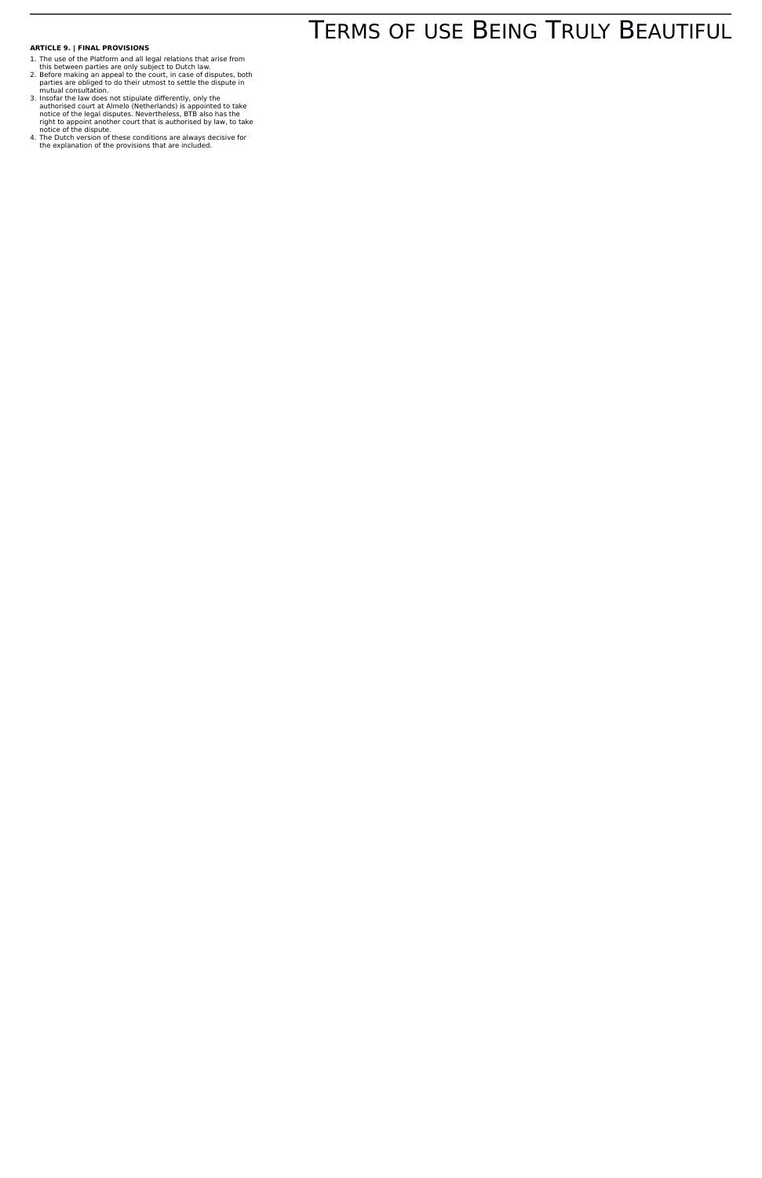#### ARTICLE 9. | FINAL PROVISIONS

1. The use of the Platform and all legal relations that arise from this between parties are only subject to Dutch law.
2. Before making an appeal to the court, in case of disputes, both parties are obliged to do their utmost to settle the dispute in mutual consultation.
3. Insofar the law does not stipulate differently, only the authorised court at Almelo (Netherlands) is appointed to take notice of the legal disputes. Nevertheless, BTB also has the right to appoint another court that is authorised by law, to take notice of the dispute.
4. The Dutch version of these conditions are always decisive for the explanation of the provisions that are included.